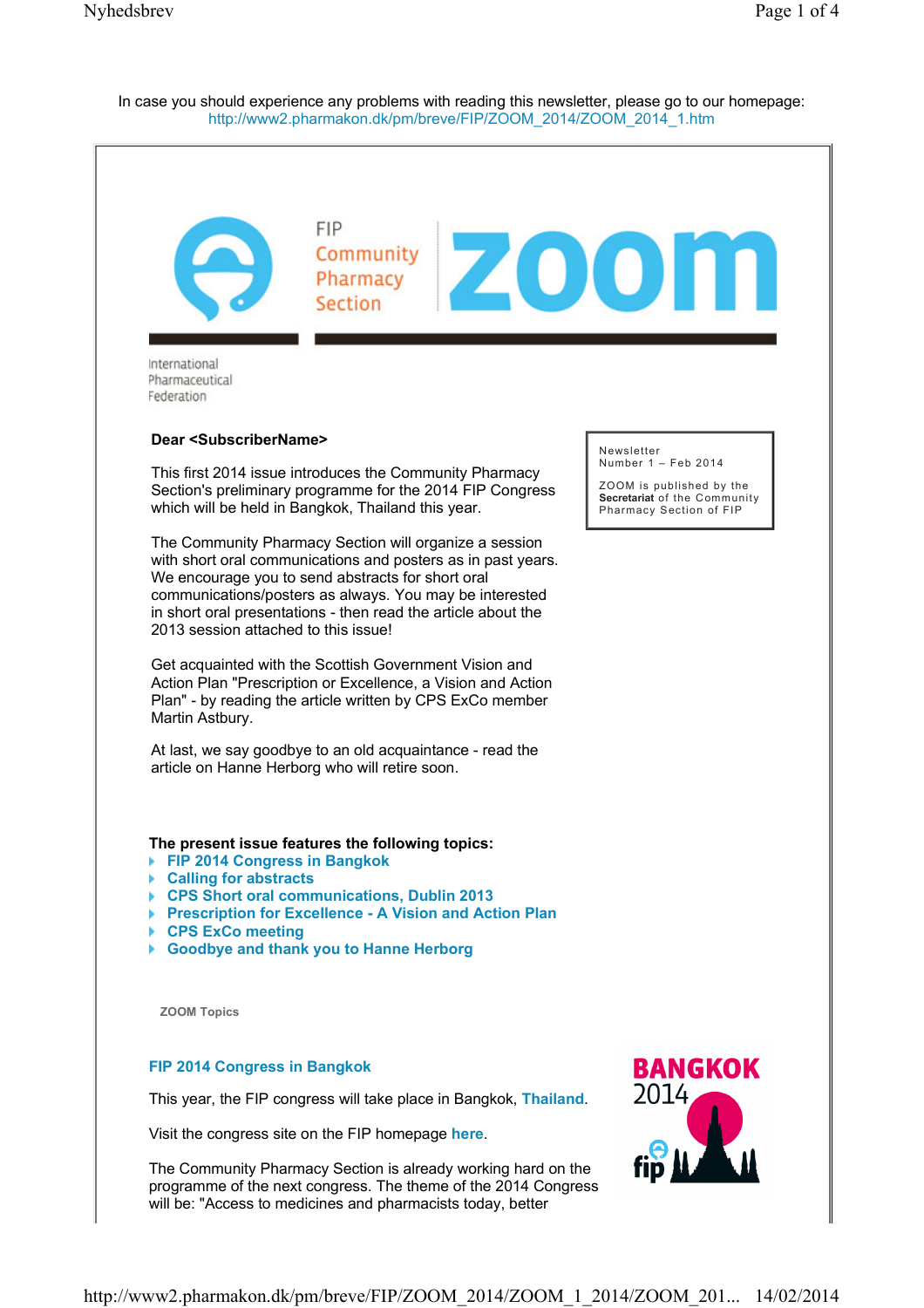In case you should experience any problems with reading this newsletter, please go to our homepage: http://www2.pharmakon.dk/pm/breve/FIP/ZOOM_2014/ZOOM_2014_1.htm

FIP Community Pharmacy Section

# zoom

International Pharmaceutical Federation

Newsletter
Number 1 – Feb 2014

ZOOM is published by the **Secretariat** of the Community Pharmacy Section of FIP

**Dear <SubscriberName>**

This first 2014 issue introduces the Community Pharmacy Section's preliminary programme for the 2014 FIP Congress which will be held in Bangkok, Thailand this year.

The Community Pharmacy Section will organize a session with short oral communications and posters as in past years. We encourage you to send abstracts for short oral communications/posters as always. You may be interested in short oral presentations - then read the article about the 2013 session attached to this issue!

Get acquainted with the Scottish Government Vision and Action Plan "Prescription or Excellence, a Vision and Action Plan" - by reading the article written by CPS ExCo member Martin Astbury.

At last, we say goodbye to an old acquaintance - read the article on Hanne Herborg who will retire soon.

**The present issue features the following topics:**

- **FIP 2014 Congress in Bangkok**
- **Calling for abstracts**
- **CPS Short oral communications, Dublin 2013**
- **Prescription for Excellence - A Vision and Action Plan**
- **CPS ExCo meeting**
- **Goodbye and thank you to Hanne Herborg**

**ZOOM Topics**

## FIP 2014 Congress in Bangkok

BANGKOK 2014 fip

This year, the FIP congress will take place in Bangkok, **Thailand**.

Visit the congress site on the FIP homepage **here**.

The Community Pharmacy Section is already working hard on the programme of the next congress. The theme of the 2014 Congress will be: "Access to medicines and pharmacists today, better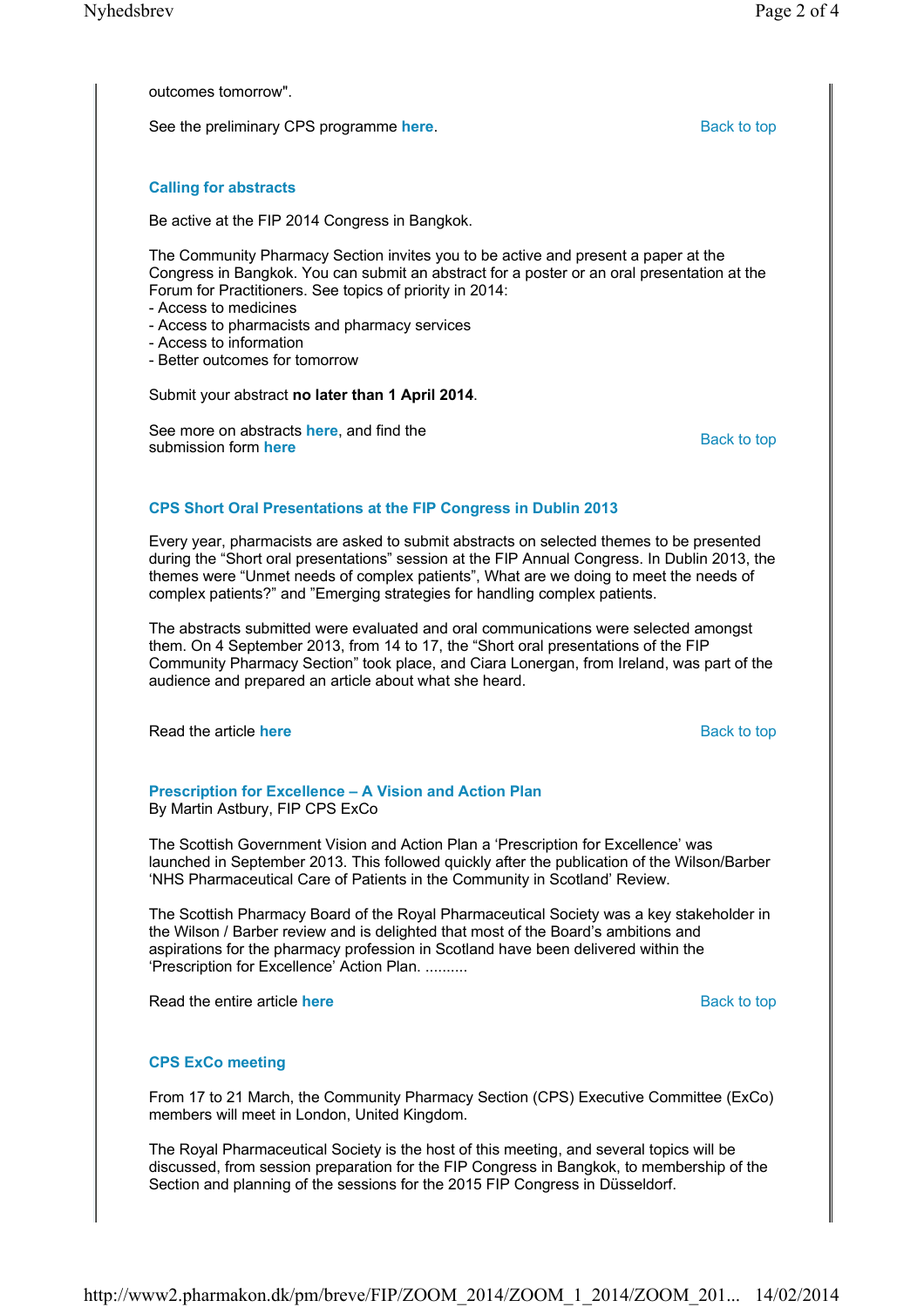outcomes tomorrow".

See the preliminary CPS programme **here**.

Back to top

### Calling for abstracts

Be active at the FIP 2014 Congress in Bangkok.

The Community Pharmacy Section invites you to be active and present a paper at the Congress in Bangkok. You can submit an abstract for a poster or an oral presentation at the Forum for Practitioners. See topics of priority in 2014:
- Access to medicines
- Access to pharmacists and pharmacy services
- Access to information
- Better outcomes for tomorrow

Submit your abstract **no later than 1 April 2014**.

See more on abstracts **here**, and find the submission form **here**

Back to top

### CPS Short Oral Presentations at the FIP Congress in Dublin 2013

Every year, pharmacists are asked to submit abstracts on selected themes to be presented during the "Short oral presentations" session at the FIP Annual Congress. In Dublin 2013, the themes were "Unmet needs of complex patients", What are we doing to meet the needs of complex patients?" and "Emerging strategies for handling complex patients.

The abstracts submitted were evaluated and oral communications were selected amongst them. On 4 September 2013, from 14 to 17, the "Short oral presentations of the FIP Community Pharmacy Section" took place, and Ciara Lonergan, from Ireland, was part of the audience and prepared an article about what she heard.

Read the article **here**

Back to top

### Prescription for Excellence – A Vision and Action Plan

By Martin Astbury, FIP CPS ExCo

The Scottish Government Vision and Action Plan a 'Prescription for Excellence' was launched in September 2013. This followed quickly after the publication of the Wilson/Barber 'NHS Pharmaceutical Care of Patients in the Community in Scotland' Review.

The Scottish Pharmacy Board of the Royal Pharmaceutical Society was a key stakeholder in the Wilson / Barber review and is delighted that most of the Board's ambitions and aspirations for the pharmacy profession in Scotland have been delivered within the 'Prescription for Excellence' Action Plan. ..........

Read the entire article **here**

Back to top

### CPS ExCo meeting

From 17 to 21 March, the Community Pharmacy Section (CPS) Executive Committee (ExCo) members will meet in London, United Kingdom.

The Royal Pharmaceutical Society is the host of this meeting, and several topics will be discussed, from session preparation for the FIP Congress in Bangkok, to membership of the Section and planning of the sessions for the 2015 FIP Congress in Düsseldorf.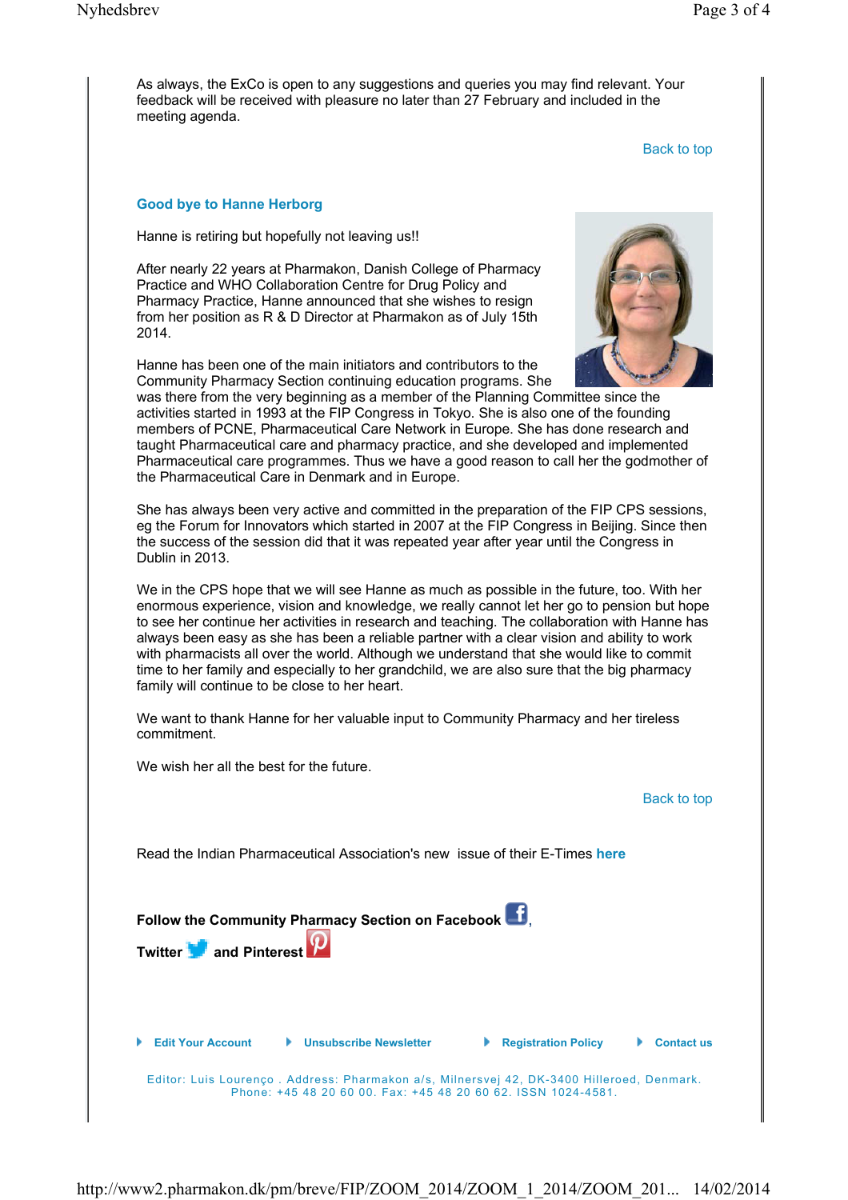As always, the ExCo is open to any suggestions and queries you may find relevant. Your feedback will be received with pleasure no later than 27 February and included in the meeting agenda.

Back to top

### Good bye to Hanne Herborg

Hanne is retiring but hopefully not leaving us!!

After nearly 22 years at Pharmakon, Danish College of Pharmacy Practice and WHO Collaboration Centre for Drug Policy and Pharmacy Practice, Hanne announced that she wishes to resign from her position as R & D Director at Pharmakon as of July 15th 2014.

Hanne has been one of the main initiators and contributors to the Community Pharmacy Section continuing education programs. She was there from the very beginning as a member of the Planning Committee since the activities started in 1993 at the FIP Congress in Tokyo. She is also one of the founding members of PCNE, Pharmaceutical Care Network in Europe. She has done research and taught Pharmaceutical care and pharmacy practice, and she developed and implemented Pharmaceutical care programmes. Thus we have a good reason to call her the godmother of the Pharmaceutical Care in Denmark and in Europe.

She has always been very active and committed in the preparation of the FIP CPS sessions, eg the Forum for Innovators which started in 2007 at the FIP Congress in Beijing. Since then the success of the session did that it was repeated year after year until the Congress in Dublin in 2013.

We in the CPS hope that we will see Hanne as much as possible in the future, too. With her enormous experience, vision and knowledge, we really cannot let her go to pension but hope to see her continue her activities in research and teaching. The collaboration with Hanne has always been easy as she has been a reliable partner with a clear vision and ability to work with pharmacists all over the world. Although we understand that she would like to commit time to her family and especially to her grandchild, we are also sure that the big pharmacy family will continue to be close to her heart.

We want to thank Hanne for her valuable input to Community Pharmacy and her tireless commitment.

We wish her all the best for the future.

Back to top

Read the Indian Pharmaceutical Association's new issue of their E-Times **here**

**Follow the Community Pharmacy Section on Facebook**, **Twitter** **and Pinterest**

Edit Your Account | Unsubscribe Newsletter | Registration Policy | Contact us

Editor: Luis Lourenço . Address: Pharmakon a/s, Milnersvej 42, DK-3400 Hilleroed, Denmark. Phone: +45 48 20 60 00. Fax: +45 48 20 60 62. ISSN 1024-4581.